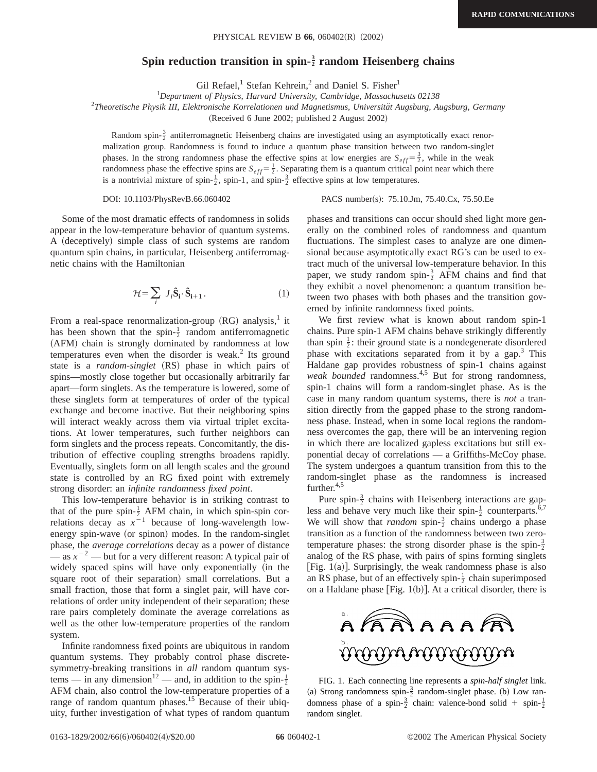# Spin reduction transition in spin-$\frac{3}{2}$ random Heisenberg chains

Gil Refael,[1] Stefan Kehrein,[2] and Daniel S. Fisher[1]

[1]*Department of Physics, Harvard University, Cambridge, Massachusetts 02138*

[2]*Theoretische Physik III, Elektronische Korrelationen und Magnetismus, Universität Augsburg, Augsburg, Germany*

(Received 6 June 2002; published 2 August 2002)

Random spin-$\frac{3}{2}$ antiferromagnetic Heisenberg chains are investigated using an asymptotically exact renormalization group. Randomness is found to induce a quantum phase transition between two random-singlet phases. In the strong randomness phase the effective spins at low energies are $S_{eff}=\frac{3}{2}$, while in the weak randomness phase the effective spins are $S_{eff}=\frac{1}{2}$. Separating them is a quantum critical point near which there is a nontrivial mixture of spin-$\frac{1}{2}$, spin-1, and spin-$\frac{3}{2}$ effective spins at low temperatures.

DOI: 10.1103/PhysRevB.66.060402 PACS number(s): 75.10.Jm, 75.40.Cx, 75.50.Ee

Some of the most dramatic effects of randomness in solids appear in the low-temperature behavior of quantum systems. A (deceptively) simple class of such systems are random quantum spin chains, in particular, Heisenberg antiferromagnetic chains with the Hamiltonian

$$\mathcal{H}=\sum_{i} J_i \hat{\mathbf{S}}_{\mathbf{i}}\cdot\hat{\mathbf{S}}_{\mathbf{i}+1}. \tag{1}$$

From a real-space renormalization-group (RG) analysis,[1] it has been shown that the spin-$\frac{1}{2}$ random antiferromagnetic (AFM) chain is strongly dominated by randomness at low temperatures even when the disorder is weak.[2] Its ground state is a *random-singlet* (RS) phase in which pairs of spins—mostly close together but occasionally arbitrarily far apart—form singlets. As the temperature is lowered, some of these singlets form at temperatures of order of the typical exchange and become inactive. But their neighboring spins will interact weakly across them via virtual triplet excitations. At lower temperatures, such further neighbors can form singlets and the process repeats. Concomitantly, the distribution of effective coupling strengths broadens rapidly. Eventually, singlets form on all length scales and the ground state is controlled by an RG fixed point with extremely strong disorder: an *infinite randomness fixed point*.

This low-temperature behavior is in striking contrast to that of the pure spin-$\frac{1}{2}$ AFM chain, in which spin-spin correlations decay as $x^{-1}$ because of long-wavelength low-energy spin-wave (or spinon) modes. In the random-singlet phase, the *average correlations* decay as a power of distance — as $x^{-2}$ — but for a very different reason: A typical pair of widely spaced spins will have only exponentially (in the square root of their separation) small correlations. But a small fraction, those that form a singlet pair, will have correlations of order unity independent of their separation; these rare pairs completely dominate the average correlations as well as the other low-temperature properties of the random system.

Infinite randomness fixed points are ubiquitous in random quantum systems. They probably control phase discrete-symmetry-breaking transitions in *all* random quantum systems — in any dimension[12] — and, in addition to the spin-$\frac{1}{2}$ AFM chain, also control the low-temperature properties of a range of random quantum phases.[15] Because of their ubiquity, further investigation of what types of random quantum phases and transitions can occur should shed light more generally on the combined roles of randomness and quantum fluctuations. The simplest cases to analyze are one dimensional because asymptotically exact RG's can be used to extract much of the universal low-temperature behavior. In this paper, we study random spin-$\frac{3}{2}$ AFM chains and find that they exhibit a novel phenomenon: a quantum transition between two phases with both phases and the transition governed by infinite randomness fixed points.

We first review what is known about random spin-1 chains. Pure spin-1 AFM chains behave strikingly differently than spin $\frac{1}{2}$: their ground state is a nondegenerate disordered phase with excitations separated from it by a gap.[3] This Haldane gap provides robustness of spin-1 chains against *weak bounded* randomness.[4,5] But for strong randomness, spin-1 chains will form a random-singlet phase. As is the case in many random quantum systems, there is *not* a transition directly from the gapped phase to the strong randomness phase. Instead, when in some local regions the randomness overcomes the gap, there will be an intervening region in which there are localized gapless excitations but still exponential decay of correlations — a Griffiths-McCoy phase. The system undergoes a quantum transition from this to the random-singlet phase as the randomness is increased further.[4,5]

Pure spin-$\frac{3}{2}$ chains with Heisenberg interactions are gapless and behave very much like their spin-$\frac{1}{2}$ counterparts.[6,7] We will show that *random* spin-$\frac{3}{2}$ chains undergo a phase transition as a function of the randomness between two zero-temperature phases: the strong disorder phase is the spin-$\frac{3}{2}$ analog of the RS phase, with pairs of spins forming singlets [Fig. 1(a)]. Surprisingly, the weak randomness phase is also an RS phase, but of an effectively spin-$\frac{1}{2}$ chain superimposed on a Haldane phase [Fig. 1(b)]. At a critical disorder, there is

FIG. 1. Each connecting line represents a *spin-half singlet* link. (a) Strong randomness spin-$\frac{3}{2}$ random-singlet phase. (b) Low randomness phase of a spin-$\frac{3}{2}$ chain: valence-bond solid + spin-$\frac{1}{2}$ random singlet.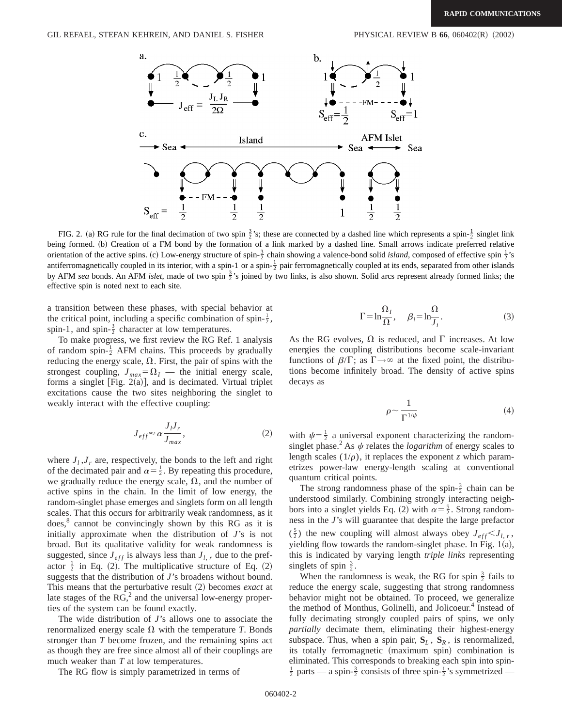FIG. 2. (a) RG rule for the final decimation of two spin $\frac{3}{2}$'s; these are connected by a dashed line which represents a spin-$\frac{1}{2}$ singlet link being formed. (b) Creation of a FM bond by the formation of a link marked by a dashed line. Small arrows indicate preferred relative orientation of the active spins. (c) Low-energy structure of spin-$\frac{3}{2}$ chain showing a valence-bond solid *island*, composed of effective spin $\frac{1}{2}$'s antiferromagnetically coupled in its interior, with a spin-1 or a spin-$\frac{1}{2}$ pair ferromagnetically coupled at its ends, separated from other islands by AFM *sea* bonds. An AFM *islet*, made of two spin $\frac{3}{2}$'s joined by two links, is also shown. Solid arcs represent already formed links; the effective spin is noted next to each site.

a transition between these phases, with special behavior at the critical point, including a specific combination of spin-$\frac{1}{2}$, spin-1, and spin-$\frac{3}{2}$ character at low temperatures.

To make progress, we first review the RG Ref. 1 analysis of random spin-$\frac{1}{2}$ AFM chains. This proceeds by gradually reducing the energy scale, $\Omega$. First, the pair of spins with the strongest coupling, $J_{max}=\Omega_I$ — the initial energy scale, forms a singlet [Fig. 2(a)], and is decimated. Virtual triplet excitations cause the two sites neighboring the singlet to weakly interact with the effective coupling:

$$J_{eff}\approx \alpha \frac{J_l J_r}{J_{max}}, \tag{2}$$

where $J_l, J_r$ are, respectively, the bonds to the left and right of the decimated pair and $\alpha=\frac{1}{2}$. By repeating this procedure, we gradually reduce the energy scale, $\Omega$, and the number of active spins in the chain. In the limit of low energy, the random-singlet phase emerges and singlets form on all length scales. That this occurs for arbitrarily weak randomness, as it does,[8] cannot be convincingly shown by this RG as it is initially approximate when the distribution of $J$'s is not broad. But its qualitative validity for weak randomness is suggested, since $J_{eff}$ is always less than $J_{l,r}$ due to the prefactor $\frac{1}{2}$ in Eq. (2). The multiplicative structure of Eq. (2) suggests that the distribution of $J$'s broadens without bound. This means that the perturbative result (2) becomes *exact* at late stages of the RG,[2] and the universal low-energy properties of the system can be found exactly.

The wide distribution of $J$'s allows one to associate the renormalized energy scale $\Omega$ with the temperature $T$. Bonds stronger than $T$ become frozen, and the remaining spins act as though they are free since almost all of their couplings are much weaker than $T$ at low temperatures.

The RG flow is simply parametrized in terms of

$$\Gamma=\ln\frac{\Omega_I}{\Omega}, \quad \beta_i=\ln\frac{\Omega}{J_i}. \tag{3}$$

As the RG evolves, $\Omega$ is reduced, and $\Gamma$ increases. At low energies the coupling distributions become scale-invariant functions of $\beta/\Gamma$; as $\Gamma\to\infty$ at the fixed point, the distributions become infinitely broad. The density of active spins decays as

$$\rho\sim\frac{1}{\Gamma^{1/\psi}} \tag{4}$$

with $\psi=\frac{1}{2}$ a universal exponent characterizing the random-singlet phase.[2] As $\psi$ relates the *logarithm* of energy scales to length scales $(1/\rho)$, it replaces the exponent $z$ which parametrizes power-law energy-length scaling at conventional quantum critical points.

The strong randomness phase of the spin-$\frac{3}{2}$ chain can be understood similarly. Combining strongly interacting neighbors into a singlet yields Eq. (2) with $\alpha=\frac{5}{2}$. Strong randomness in the $J$'s will guarantee that despite the large prefactor $(\frac{5}{2})$ the new coupling will almost always obey $J_{eff}<J_{l,r}$, yielding flow towards the random-singlet phase. In Fig. 1(a), this is indicated by varying length *triple links* representing singlets of spin $\frac{3}{2}$.

When the randomness is weak, the RG for spin $\frac{3}{2}$ fails to reduce the energy scale, suggesting that strong randomness behavior might not be obtained. To proceed, we generalize the method of Monthus, Golinelli, and Jolicoeur.[4] Instead of fully decimating strongly coupled pairs of spins, we only *partially* decimate them, eliminating their highest-energy subspace. Thus, when a spin pair, $\mathbf{S}_L$, $\mathbf{S}_R$, is renormalized, its totally ferromagnetic (maximum spin) combination is eliminated. This corresponds to breaking each spin into spin-$\frac{1}{2}$ parts — a spin-$\frac{3}{2}$ consists of three spin-$\frac{1}{2}$'s symmetrized —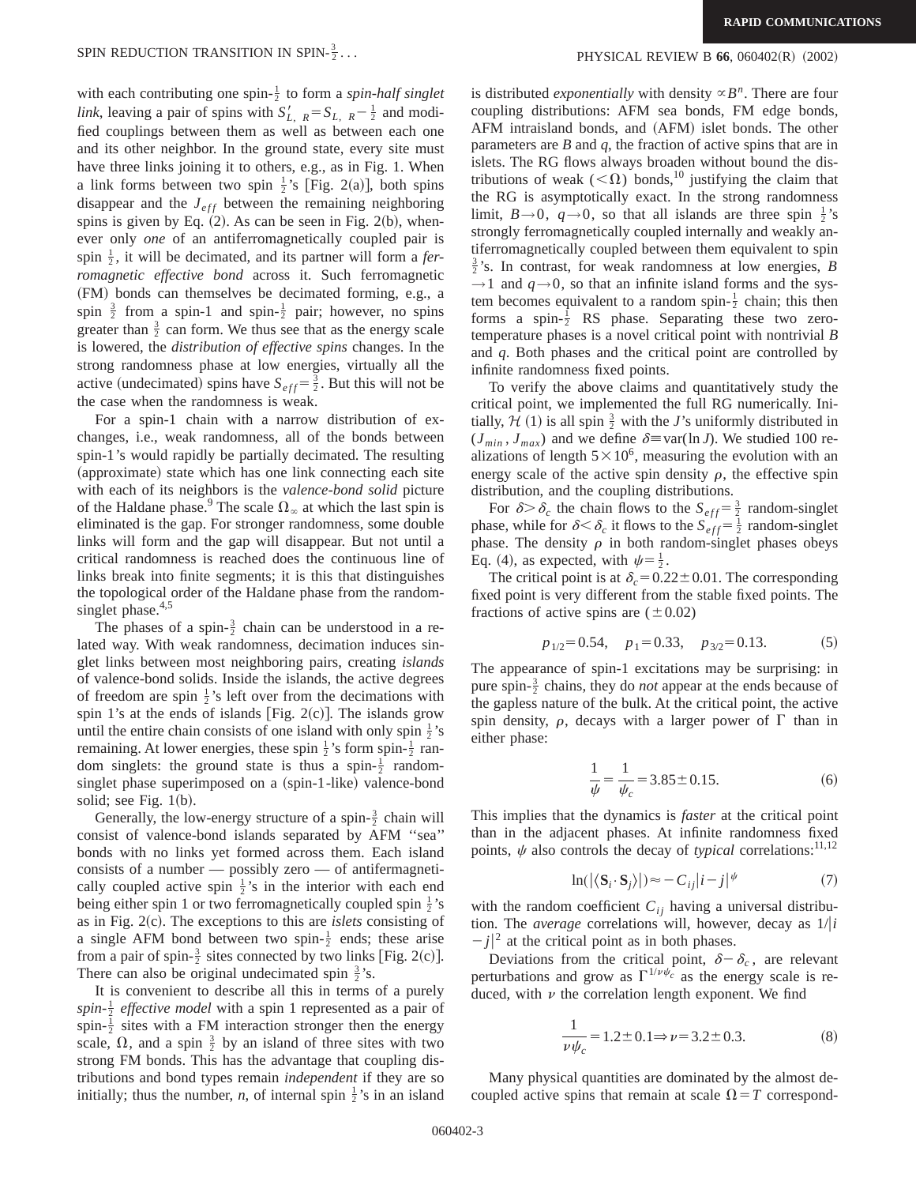with each contributing one spin-$\frac{1}{2}$ to form a *spin-half singlet link*, leaving a pair of spins with $S'_{L,R} = S_{L,R} - \frac{1}{2}$ and modified couplings between them as well as between each one and its other neighbor. In the ground state, every site must have three links joining it to others, e.g., as in Fig. 1. When a link forms between two spin $\frac{1}{2}$'s [Fig. 2(a)], both spins disappear and the $J_{eff}$ between the remaining neighboring spins is given by Eq. (2). As can be seen in Fig. 2(b), whenever only *one* of an antiferromagnetically coupled pair is spin $\frac{1}{2}$, it will be decimated, and its partner will form a *ferromagnetic effective bond* across it. Such ferromagnetic (FM) bonds can themselves be decimated forming, e.g., a spin $\frac{3}{2}$ from a spin-1 and spin-$\frac{1}{2}$ pair; however, no spins greater than $\frac{3}{2}$ can form. We thus see that as the energy scale is lowered, the *distribution of effective spins* changes. In the strong randomness phase at low energies, virtually all the active (undecimated) spins have $S_{eff} = \frac{3}{2}$. But this will not be the case when the randomness is weak.

For a spin-1 chain with a narrow distribution of exchanges, i.e., weak randomness, all of the bonds between spin-1's would rapidly be partially decimated. The resulting (approximate) state which has one link connecting each site with each of its neighbors is the *valence-bond solid* picture of the Haldane phase.[9] The scale $\Omega_\infty$ at which the last spin is eliminated is the gap. For stronger randomness, some double links will form and the gap will disappear. But not until a critical randomness is reached does the continuous line of links break into finite segments; it is this that distinguishes the topological order of the Haldane phase from the random-singlet phase.[4,5]

The phases of a spin-$\frac{3}{2}$ chain can be understood in a related way. With weak randomness, decimation induces singlet links between most neighboring pairs, creating *islands* of valence-bond solids. Inside the islands, the active degrees of freedom are spin $\frac{1}{2}$'s left over from the decimations with spin 1's at the ends of islands [Fig. 2(c)]. The islands grow until the entire chain consists of one island with only spin $\frac{1}{2}$'s remaining. At lower energies, these spin $\frac{1}{2}$'s form spin-$\frac{1}{2}$ random singlets: the ground state is thus a spin-$\frac{1}{2}$ random-singlet phase superimposed on a (spin-1-like) valence-bond solid; see Fig. 1(b).

Generally, the low-energy structure of a spin-$\frac{3}{2}$ chain will consist of valence-bond islands separated by AFM "sea" bonds with no links yet formed across them. Each island consists of a number — possibly zero — of antiferromagnetically coupled active spin $\frac{1}{2}$'s in the interior with each end being either spin 1 or two ferromagnetically coupled spin $\frac{1}{2}$'s as in Fig. 2(c). The exceptions to this are *islets* consisting of a single AFM bond between two spin-$\frac{1}{2}$ ends; these arise from a pair of spin-$\frac{3}{2}$ sites connected by two links [Fig. 2(c)]. There can also be original undecimated spin $\frac{3}{2}$'s.

It is convenient to describe all this in terms of a purely *spin-$\frac{1}{2}$ effective model* with a spin 1 represented as a pair of spin-$\frac{1}{2}$ sites with a FM interaction stronger then the energy scale, $\Omega$, and a spin $\frac{3}{2}$ by an island of three sites with two strong FM bonds. This has the advantage that coupling distributions and bond types remain *independent* if they are so initially; thus the number, *n*, of internal spin $\frac{1}{2}$'s in an island is distributed *exponentially* with density $\propto B^n$. There are four coupling distributions: AFM sea bonds, FM edge bonds, AFM intraisland bonds, and (AFM) islet bonds. The other parameters are $B$ and $q$, the fraction of active spins that are in islets. The RG flows always broaden without bound the distributions of weak ($<\Omega$) bonds,[10] justifying the claim that the RG is asymptotically exact. In the strong randomness limit, $B \to 0$, $q \to 0$, so that all islands are three spin $\frac{1}{2}$'s strongly ferromagnetically coupled internally and weakly antiferromagnetically coupled between them equivalent to spin $\frac{3}{2}$'s. In contrast, for weak randomness at low energies, $B \to 1$ and $q \to 0$, so that an infinite island forms and the system becomes equivalent to a random spin-$\frac{1}{2}$ chain; this then forms a spin-$\frac{1}{2}$ RS phase. Separating these two zero-temperature phases is a novel critical point with nontrivial $B$ and $q$. Both phases and the critical point are controlled by infinite randomness fixed points.

To verify the above claims and quantitatively study the critical point, we implemented the full RG numerically. Initially, $\mathcal{H}$ (1) is all spin $\frac{3}{2}$ with the $J$'s uniformly distributed in $(J_{min}, J_{max})$ and we define $\delta \equiv \mathrm{var}(\ln J)$. We studied 100 realizations of length $5 \times 10^6$, measuring the evolution with an energy scale of the active spin density $\rho$, the effective spin distribution, and the coupling distributions.

For $\delta > \delta_c$ the chain flows to the $S_{eff} = \frac{3}{2}$ random-singlet phase, while for $\delta < \delta_c$ it flows to the $S_{eff} = \frac{1}{2}$ random-singlet phase. The density $\rho$ in both random-singlet phases obeys Eq. (4), as expected, with $\psi = \frac{1}{2}$.

The critical point is at $\delta_c = 0.22 \pm 0.01$. The corresponding fixed point is very different from the stable fixed points. The fractions of active spins are ($\pm 0.02$)

$$p_{1/2} = 0.54, \quad p_1 = 0.33, \quad p_{3/2} = 0.13. \tag{5}$$

The appearance of spin-1 excitations may be surprising: in pure spin-$\frac{3}{2}$ chains, they do *not* appear at the ends because of the gapless nature of the bulk. At the critical point, the active spin density, $\rho$, decays with a larger power of $\Gamma$ than in either phase:

$$\frac{1}{\psi} = \frac{1}{\psi_c} = 3.85 \pm 0.15. \tag{6}$$

This implies that the dynamics is *faster* at the critical point than in the adjacent phases. At infinite randomness fixed points, $\psi$ also controls the decay of *typical* correlations:[11,12]

$$\ln(|\langle \mathbf{S}_i \cdot \mathbf{S}_j \rangle|) \approx -C_{ij}|i-j|^{\psi} \tag{7}$$

with the random coefficient $C_{ij}$ having a universal distribution. The *average* correlations will, however, decay as $1/|i-j|^2$ at the critical point as in both phases.

Deviations from the critical point, $\delta - \delta_c$, are relevant perturbations and grow as $\Gamma^{1/\nu\psi_c}$ as the energy scale is reduced, with $\nu$ the correlation length exponent. We find

$$\frac{1}{\nu\psi_c} = 1.2 \pm 0.1 \Rightarrow \nu = 3.2 \pm 0.3. \tag{8}$$

Many physical quantities are dominated by the almost decoupled active spins that remain at scale $\Omega = T$ correspond-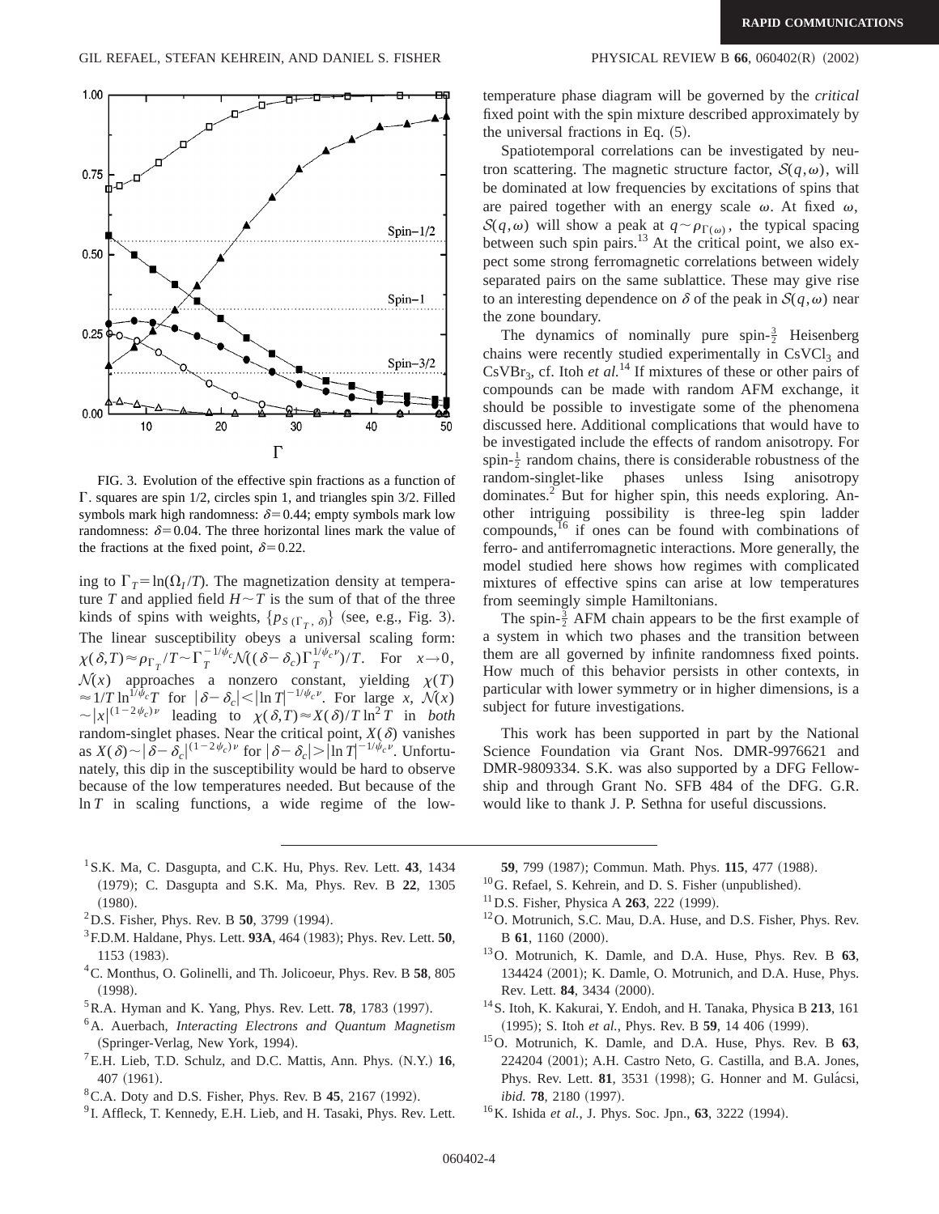1.00

0.75

0.50

0.25

0.00

10

20

30

40

50

Spin−1/2

Spin−1

Spin−3/2

Γ

FIG. 3. Evolution of the effective spin fractions as a function of Γ. squares are spin 1/2, circles spin 1, and triangles spin 3/2. Filled symbols mark high randomness: $\delta = 0.44$; empty symbols mark low randomness: $\delta = 0.04$. The three horizontal lines mark the value of the fractions at the fixed point, $\delta = 0.22$.

ing to $\Gamma_T = \ln(\Omega_I/T)$. The magnetization density at temperature $T$ and applied field $H \sim T$ is the sum of that of the three kinds of spins with weights, $\{p_{S(\Gamma_T,\delta)}\}$ (see, e.g., Fig. 3). The linear susceptibility obeys a universal scaling form: $\chi(\delta,T) \approx \rho_{\Gamma_T}/T \sim \Gamma_T^{-1/\psi_c} \mathcal{N}((\delta-\delta_c)\Gamma_T^{1/\psi_c \nu})/T$. For $x \to 0$, $\mathcal{N}(x)$ approaches a nonzero constant, yielding $\chi(T) \approx 1/T \ln^{1/\psi_c} T$ for $|\delta - \delta_c| < |\ln T|^{-1/\psi_c \nu}$. For large $x$, $\mathcal{N}(x) \sim |x|^{(1-2\psi_c)\nu}$ leading to $\chi(\delta,T) \approx X(\delta)/T \ln^2 T$ in *both* random-singlet phases. Near the critical point, $X(\delta)$ vanishes as $X(\delta) \sim |\delta - \delta_c|^{(1-2\psi_c)\nu}$ for $|\delta - \delta_c| > |\ln T|^{-1/\psi_c \nu}$. Unfortunately, this dip in the susceptibility would be hard to observe because of the low temperatures needed. But because of the $\ln T$ in scaling functions, a wide regime of the low-temperature phase diagram will be governed by the *critical* fixed point with the spin mixture described approximately by the universal fractions in Eq. (5).

Spatiotemporal correlations can be investigated by neutron scattering. The magnetic structure factor, $\mathcal{S}(q,\omega)$, will be dominated at low frequencies by excitations of spins that are paired together with an energy scale $\omega$. At fixed $\omega$, $\mathcal{S}(q,\omega)$ will show a peak at $q \sim \rho_{\Gamma(\omega)}$, the typical spacing between such spin pairs.[13] At the critical point, we also expect some strong ferromagnetic correlations between widely separated pairs on the same sublattice. These may give rise to an interesting dependence on $\delta$ of the peak in $\mathcal{S}(q,\omega)$ near the zone boundary.

The dynamics of nominally pure spin-$\frac{3}{2}$ Heisenberg chains were recently studied experimentally in $CsVCl_3$ and $CsVBr_3$, cf. Itoh *et al.*[14] If mixtures of these or other pairs of compounds can be made with random AFM exchange, it should be possible to investigate some of the phenomena discussed here. Additional complications that would have to be investigated include the effects of random anisotropy. For spin-$\frac{1}{2}$ random chains, there is considerable robustness of the random-singlet-like phases unless Ising anisotropy dominates.[2] But for higher spin, this needs exploring. Another intriguing possibility is three-leg spin ladder compounds,[16] if ones can be found with combinations of ferro- and antiferromagnetic interactions. More generally, the model studied here shows how regimes with complicated mixtures of effective spins can arise at low temperatures from seemingly simple Hamiltonians.

The spin-$\frac{3}{2}$ AFM chain appears to be the first example of a system in which two phases and the transition between them are all governed by infinite randomness fixed points. How much of this behavior persists in other contexts, in particular with lower symmetry or in higher dimensions, is a subject for future investigations.

This work has been supported in part by the National Science Foundation via Grant Nos. DMR-9976621 and DMR-9809334. S.K. was also supported by a DFG Fellowship and through Grant No. SFB 484 of the DFG. G.R. would like to thank J. P. Sethna for useful discussions.

[1] S.K. Ma, C. Dasgupta, and C.K. Hu, Phys. Rev. Lett. **43**, 1434 (1979); C. Dasgupta and S.K. Ma, Phys. Rev. B **22**, 1305 (1980).

[2] D.S. Fisher, Phys. Rev. B **50**, 3799 (1994).

[3] F.D.M. Haldane, Phys. Lett. **93A**, 464 (1983); Phys. Rev. Lett. **50**, 1153 (1983).

[4] C. Monthus, O. Golinelli, and Th. Jolicoeur, Phys. Rev. B **58**, 805 (1998).

[5] R.A. Hyman and K. Yang, Phys. Rev. Lett. **78**, 1783 (1997).

[6] A. Auerbach, *Interacting Electrons and Quantum Magnetism* (Springer-Verlag, New York, 1994).

[7] E.H. Lieb, T.D. Schulz, and D.C. Mattis, Ann. Phys. (N.Y.) **16**, 407 (1961).

[8] C.A. Doty and D.S. Fisher, Phys. Rev. B **45**, 2167 (1992).

[9] I. Affleck, T. Kennedy, E.H. Lieb, and H. Tasaki, Phys. Rev. Lett. **59**, 799 (1987); Commun. Math. Phys. **115**, 477 (1988).

[10] G. Refael, S. Kehrein, and D. S. Fisher (unpublished).

[11] D.S. Fisher, Physica A **263**, 222 (1999).

[12] O. Motrunich, S.C. Mau, D.A. Huse, and D.S. Fisher, Phys. Rev. B **61**, 1160 (2000).

[13] O. Motrunich, K. Damle, and D.A. Huse, Phys. Rev. B **63**, 134424 (2001); K. Damle, O. Motrunich, and D.A. Huse, Phys. Rev. Lett. **84**, 3434 (2000).

[14] S. Itoh, K. Kakurai, Y. Endoh, and H. Tanaka, Physica B **213**, 161 (1995); S. Itoh *et al.*, Phys. Rev. B **59**, 14 406 (1999).

[15] O. Motrunich, K. Damle, and D.A. Huse, Phys. Rev. B **63**, 224204 (2001); A.H. Castro Neto, G. Castilla, and B.A. Jones, Phys. Rev. Lett. **81**, 3531 (1998); G. Honner and M. Gulácsi, *ibid.* **78**, 2180 (1997).

[16] K. Ishida *et al.*, J. Phys. Soc. Jpn., **63**, 3222 (1994).